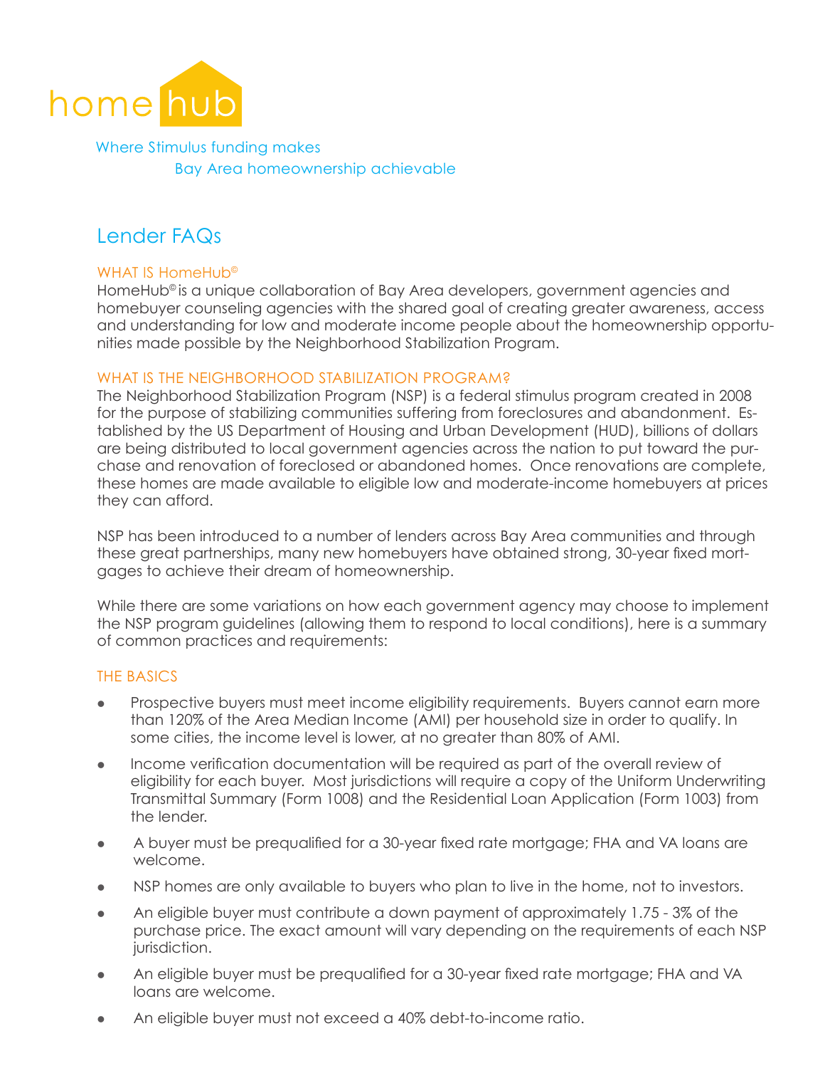home hub

Where Stimulus funding makes
Bay Area homeownership achievable

# Lender FAQs

### WHAT IS HomeHub©

HomeHub© is a unique collaboration of Bay Area developers, government agencies and homebuyer counseling agencies with the shared goal of creating greater awareness, access and understanding for low and moderate income people about the homeownership opportunities made possible by the Neighborhood Stabilization Program.

### WHAT IS THE NEIGHBORHOOD STABILIZATION PROGRAM?

The Neighborhood Stabilization Program (NSP) is a federal stimulus program created in 2008 for the purpose of stabilizing communities suffering from foreclosures and abandonment. Established by the US Department of Housing and Urban Development (HUD), billions of dollars are being distributed to local government agencies across the nation to put toward the purchase and renovation of foreclosed or abandoned homes. Once renovations are complete, these homes are made available to eligible low and moderate-income homebuyers at prices they can afford.

NSP has been introduced to a number of lenders across Bay Area communities and through these great partnerships, many new homebuyers have obtained strong, 30-year fixed mortgages to achieve their dream of homeownership.

While there are some variations on how each government agency may choose to implement the NSP program guidelines (allowing them to respond to local conditions), here is a summary of common practices and requirements:

### THE BASICS

- Prospective buyers must meet income eligibility requirements. Buyers cannot earn more than 120% of the Area Median Income (AMI) per household size in order to qualify. In some cities, the income level is lower, at no greater than 80% of AMI.
- Income verification documentation will be required as part of the overall review of eligibility for each buyer. Most jurisdictions will require a copy of the Uniform Underwriting Transmittal Summary (Form 1008) and the Residential Loan Application (Form 1003) from the lender.
- A buyer must be prequalified for a 30-year fixed rate mortgage; FHA and VA loans are welcome.
- NSP homes are only available to buyers who plan to live in the home, not to investors.
- An eligible buyer must contribute a down payment of approximately 1.75 - 3% of the purchase price. The exact amount will vary depending on the requirements of each NSP jurisdiction.
- An eligible buyer must be prequalified for a 30-year fixed rate mortgage; FHA and VA loans are welcome.
- An eligible buyer must not exceed a 40% debt-to-income ratio.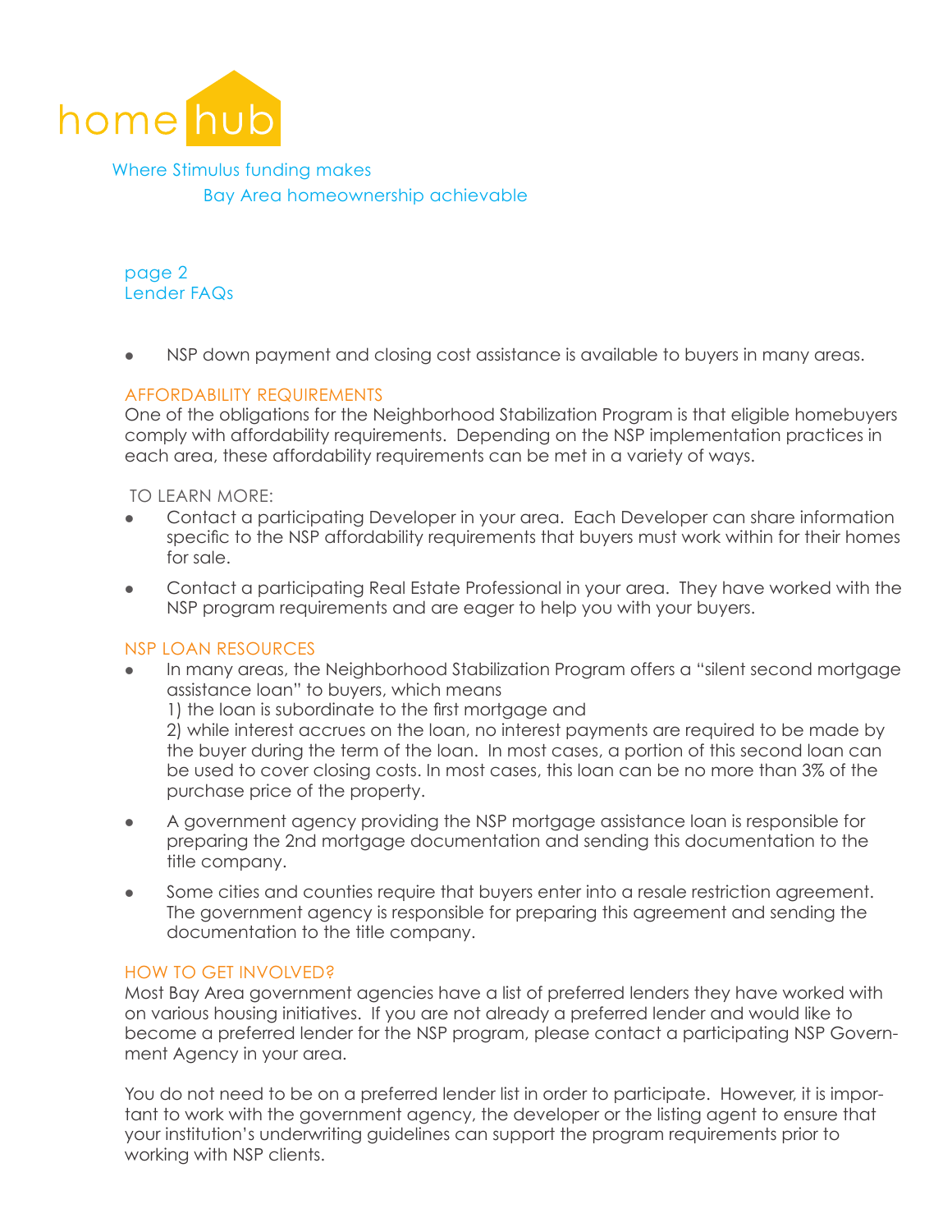# home hub

Where Stimulus funding makes Bay Area homeownership achievable

page 2
Lender FAQs

- NSP down payment and closing cost assistance is available to buyers in many areas.

## AFFORDABILITY REQUIREMENTS

One of the obligations for the Neighborhood Stabilization Program is that eligible homebuyers comply with affordability requirements. Depending on the NSP implementation practices in each area, these affordability requirements can be met in a variety of ways.

TO LEARN MORE:

- Contact a participating Developer in your area. Each Developer can share information specific to the NSP affordability requirements that buyers must work within for their homes for sale.
- Contact a participating Real Estate Professional in your area. They have worked with the NSP program requirements and are eager to help you with your buyers.

## NSP LOAN RESOURCES

- In many areas, the Neighborhood Stabilization Program offers a "silent second mortgage assistance loan" to buyers, which means
  1) the loan is subordinate to the first mortgage and
  2) while interest accrues on the loan, no interest payments are required to be made by the buyer during the term of the loan. In most cases, a portion of this second loan can be used to cover closing costs. In most cases, this loan can be no more than 3% of the purchase price of the property.
- A government agency providing the NSP mortgage assistance loan is responsible for preparing the 2nd mortgage documentation and sending this documentation to the title company.
- Some cities and counties require that buyers enter into a resale restriction agreement. The government agency is responsible for preparing this agreement and sending the documentation to the title company.

## HOW TO GET INVOLVED?

Most Bay Area government agencies have a list of preferred lenders they have worked with on various housing initiatives. If you are not already a preferred lender and would like to become a preferred lender for the NSP program, please contact a participating NSP Government Agency in your area.

You do not need to be on a preferred lender list in order to participate. However, it is important to work with the government agency, the developer or the listing agent to ensure that your institution's underwriting guidelines can support the program requirements prior to working with NSP clients.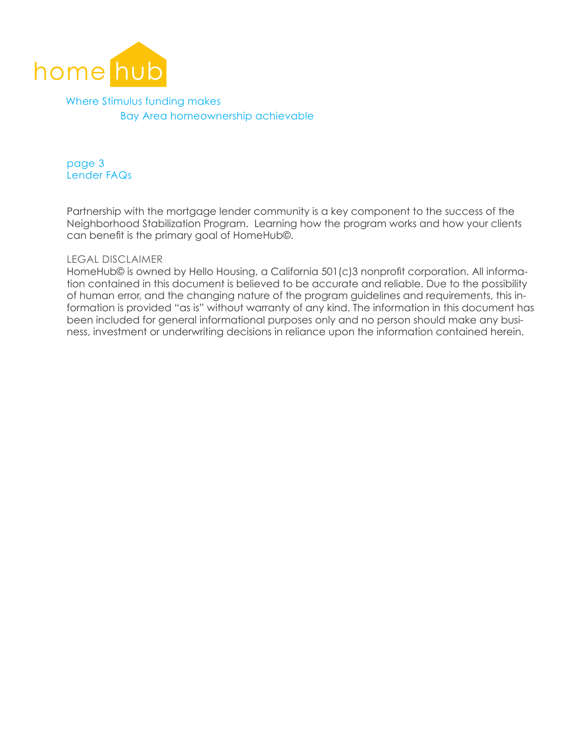# home hub

Where Stimulus funding makes
Bay Area homeownership achievable

page 3
Lender FAQs

Partnership with the mortgage lender community is a key component to the success of the Neighborhood Stabilization Program. Learning how the program works and how your clients can benefit is the primary goal of HomeHub©.

## LEGAL DISCLAIMER

HomeHub© is owned by Hello Housing, a California 501(c)3 nonprofit corporation. All information contained in this document is believed to be accurate and reliable. Due to the possibility of human error, and the changing nature of the program guidelines and requirements, this information is provided "as is" without warranty of any kind. The information in this document has been included for general informational purposes only and no person should make any business, investment or underwriting decisions in reliance upon the information contained herein.